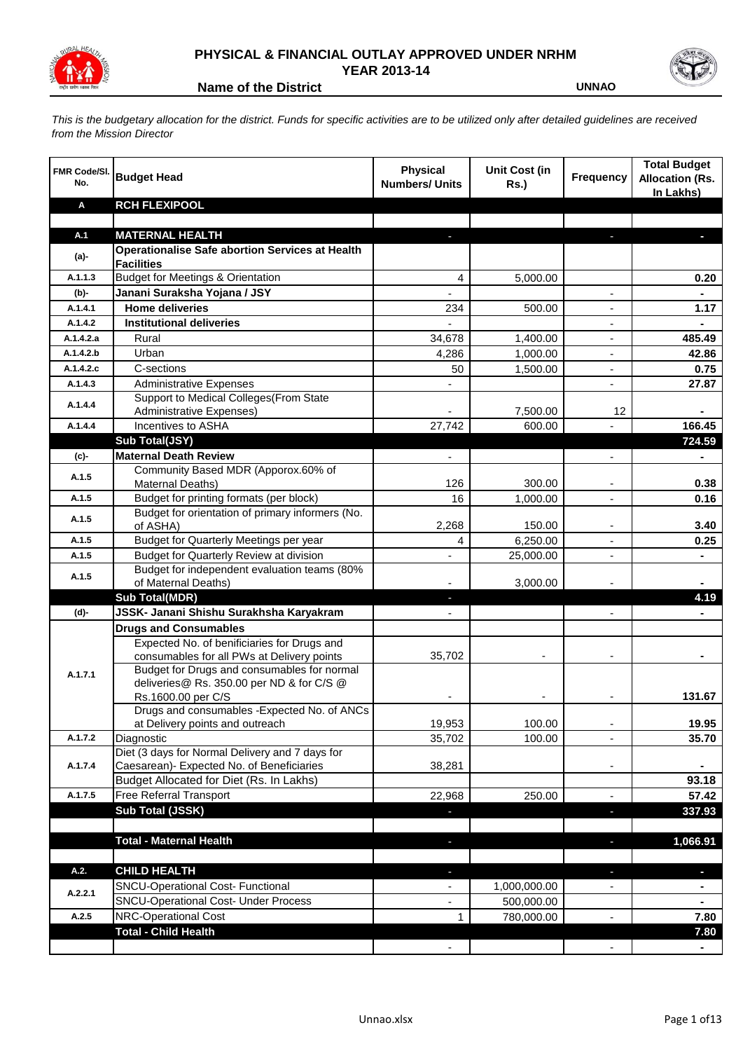# PHYSICAL & FINANCIAL OUTLAY APPROVED UNDER NRHM

## YEAR 2013-14

**Name of the District** UNNAO

*This is the budgetary allocation for the district. Funds for specific activities are to be utilized only after detailed guidelines are received from the Mission Director*

| FMR Code/Sl. No. | Budget Head | Physical Numbers/ Units | Unit Cost (in Rs.) | Frequency | Total Budget Allocation (Rs. In Lakhs) |
|---|---|---|---|---|---|
| **A** | **RCH FLEXIPOOL** | | | | |
| | | | | | |
| **A.1** | **MATERNAL HEALTH** | - | | - | - |
| **(a)-** | **Operationalise Safe abortion Services at Health Facilities** | | | | |
| A.1.1.3 | Budget for Meetings & Orientation | 4 | 5,000.00 | | 0.20 |
| **(b)-** | **Janani Suraksha Yojana / JSY** | - | | - | - |
| A.1.4.1 | **Home deliveries** | 234 | 500.00 | - | 1.17 |
| A.1.4.2 | **Institutional deliveries** | - | | - | - |
| A.1.4.2.a | Rural | 34,678 | 1,400.00 | - | 485.49 |
| A.1.4.2.b | Urban | 4,286 | 1,000.00 | - | 42.86 |
| A.1.4.2.c | C-sections | 50 | 1,500.00 | - | 0.75 |
| A.1.4.3 | Administrative Expenses | - | | - | 27.87 |
| A.1.4.4 | Support to Medical Colleges(From State Administrative Expenses) | - | 7,500.00 | 12 | - |
| A.1.4.4 | Incentives to ASHA | 27,742 | 600.00 | - | 166.45 |
| | **Sub Total(JSY)** | | | | **724.59** |
| **(c)-** | **Maternal Death Review** | - | | - | - |
| A.1.5 | Community Based MDR (Apporox.60% of Maternal Deaths) | 126 | 300.00 | - | 0.38 |
| A.1.5 | Budget for printing formats (per block) | 16 | 1,000.00 | - | 0.16 |
| A.1.5 | Budget for orientation of primary informers (No. of ASHA) | 2,268 | 150.00 | - | 3.40 |
| A.1.5 | Budget for Quarterly Meetings per year | 4 | 6,250.00 | - | 0.25 |
| A.1.5 | Budget for Quarterly Review at division | - | 25,000.00 | - | - |
| A.1.5 | Budget for independent evaluation teams (80% of Maternal Deaths) | - | 3,000.00 | - | - |
| | **Sub Total(MDR)** | - | | | **4.19** |
| **(d)-** | **JSSK- Janani Shishu Surakhsha Karyakram** | - | | - | - |
| A.1.7.1 | **Drugs and Consumables** | | | | |
| | Expected No. of benificiaries for Drugs and consumables for all PWs at Delivery points | 35,702 | - | - | - |
| | Budget for Drugs and consumables for normal deliveries@ Rs. 350.00 per ND & for C/S @ Rs.1600.00 per C/S | - | - | - | 131.67 |
| | Drugs and consumables -Expected No. of ANCs at Delivery points and outreach | 19,953 | 100.00 | - | 19.95 |
| A.1.7.2 | Diagnostic | 35,702 | 100.00 | - | 35.70 |
| A.1.7.4 | Diet (3 days for Normal Delivery and 7 days for Caesarean)- Expected No. of Beneficiaries | 38,281 | | - | - |
| | Budget Allocated for Diet (Rs. In Lakhs) | | | | 93.18 |
| A.1.7.5 | Free Referral Transport | 22,968 | 250.00 | - | 57.42 |
| | **Sub Total (JSSK)** | - | | - | **337.93** |
| | | | | | |
| | **Total - Maternal Health** | - | | - | **1,066.91** |
| | | | | | |
| **A.2.** | **CHILD HEALTH** | - | | - | - |
| A.2.2.1 | SNCU-Operational Cost- Functional | - | 1,000,000.00 | - | - |
| | SNCU-Operational Cost- Under Process | - | 500,000.00 | | - |
| A.2.5 | NRC-Operational Cost | 1 | 780,000.00 | - | 7.80 |
| | **Total - Child Health** | | | | **7.80** |
| | | - | | - | - |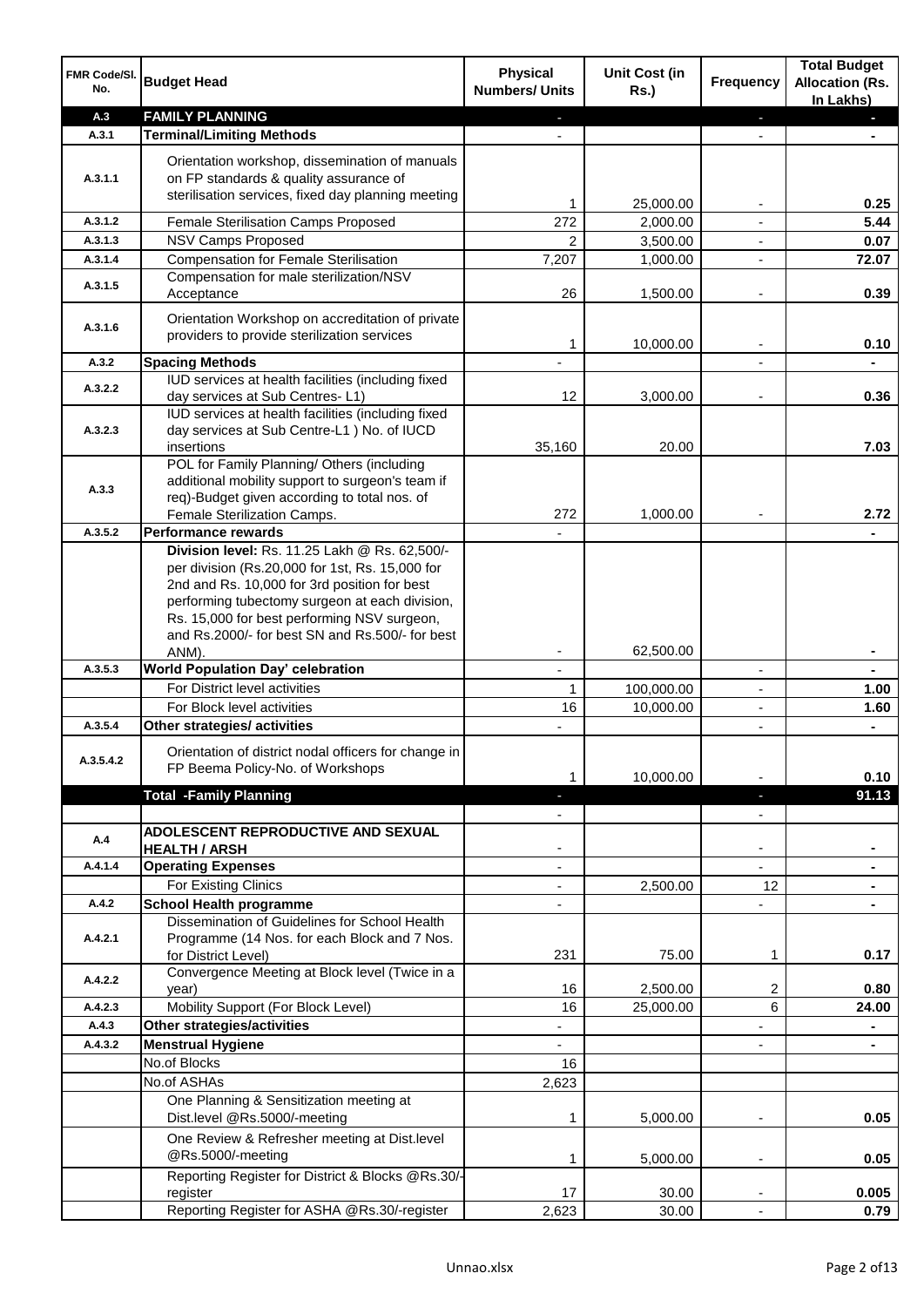| FMR Code/Sl. No. | Budget Head | Physical Numbers/ Units | Unit Cost (in Rs.) | Frequency | Total Budget Allocation (Rs. In Lakhs) |
|---|---|---|---|---|---|
| **A.3** | **FAMILY PLANNING** | - | | - | - |
| **A.3.1** | **Terminal/Limiting Methods** | - | | - | - |
| A.3.1.1 | Orientation workshop, dissemination of manuals on FP standards & quality assurance of sterilisation services, fixed day planning meeting | 1 | 25,000.00 | - | **0.25** |
| A.3.1.2 | Female Sterilisation Camps Proposed | 272 | 2,000.00 | - | **5.44** |
| A.3.1.3 | NSV Camps Proposed | 2 | 3,500.00 | - | **0.07** |
| A.3.1.4 | Compensation for Female Sterilisation | 7,207 | 1,000.00 | - | **72.07** |
| A.3.1.5 | Compensation for male sterilization/NSV Acceptance | 26 | 1,500.00 | - | **0.39** |
| A.3.1.6 | Orientation Workshop on accreditation of private providers to provide sterilization services | 1 | 10,000.00 | - | **0.10** |
| **A.3.2** | **Spacing Methods** | - | | - | - |
| A.3.2.2 | IUD services at health facilities (including fixed day services at Sub Centres- L1) | 12 | 3,000.00 | - | **0.36** |
| A.3.2.3 | IUD services at health facilities (including fixed day services at Sub Centre-L1 ) No. of IUCD insertions | 35,160 | 20.00 | | **7.03** |
| A.3.3 | POL for Family Planning/ Others (including additional mobility support to surgeon's team if req)-Budget given according to total nos. of Female Sterilization Camps. | 272 | 1,000.00 | - | **2.72** |
| **A.3.5.2** | **Performance rewards** | - | | | - |
| | **Division level:** Rs. 11.25 Lakh @ Rs. 62,500/- per division (Rs.20,000 for 1st, Rs. 15,000 for 2nd and Rs. 10,000 for 3rd position for best performing tubectomy surgeon at each division, Rs. 15,000 for best performing NSV surgeon, and Rs.2000/- for best SN and Rs.500/- for best ANM). | - | 62,500.00 | | - |
| **A.3.5.3** | **World Population Day' celebration** | - | | - | - |
| | For District level activities | 1 | 100,000.00 | - | **1.00** |
| | For Block level activities | 16 | 10,000.00 | - | **1.60** |
| **A.3.5.4** | **Other strategies/ activities** | - | | - | - |
| A.3.5.4.2 | Orientation of district nodal officers for change in FP Beema Policy-No. of Workshops | 1 | 10,000.00 | - | **0.10** |
| | **Total -Family Planning** | - | | - | **91.13** |
| | | - | | - | |
| **A.4** | **ADOLESCENT REPRODUCTIVE AND SEXUAL HEALTH / ARSH** | - | | - | - |
| **A.4.1.4** | **Operating Expenses** | - | | - | - |
| | For Existing Clinics | - | 2,500.00 | 12 | - |
| **A.4.2** | **School Health programme** | - | | - | - |
| A.4.2.1 | Dissemination of Guidelines for School Health Programme (14 Nos. for each Block and 7 Nos. for District Level) | 231 | 75.00 | 1 | **0.17** |
| A.4.2.2 | Convergence Meeting at Block level (Twice in a year) | 16 | 2,500.00 | 2 | **0.80** |
| A.4.2.3 | Mobility Support (For Block Level) | 16 | 25,000.00 | 6 | **24.00** |
| **A.4.3** | **Other strategies/activities** | - | | - | - |
| **A.4.3.2** | **Menstrual Hygiene** | - | | - | - |
| | No.of Blocks | 16 | | | |
| | No.of ASHAs | 2,623 | | | |
| | One Planning & Sensitization meeting at Dist.level @Rs.5000/-meeting | 1 | 5,000.00 | - | **0.05** |
| | One Review & Refresher meeting at Dist.level @Rs.5000/-meeting | 1 | 5,000.00 | - | **0.05** |
| | Reporting Register for District & Blocks @Rs.30/-register | 17 | 30.00 | - | **0.005** |
| | Reporting Register for ASHA @Rs.30/-register | 2,623 | 30.00 | - | **0.79** |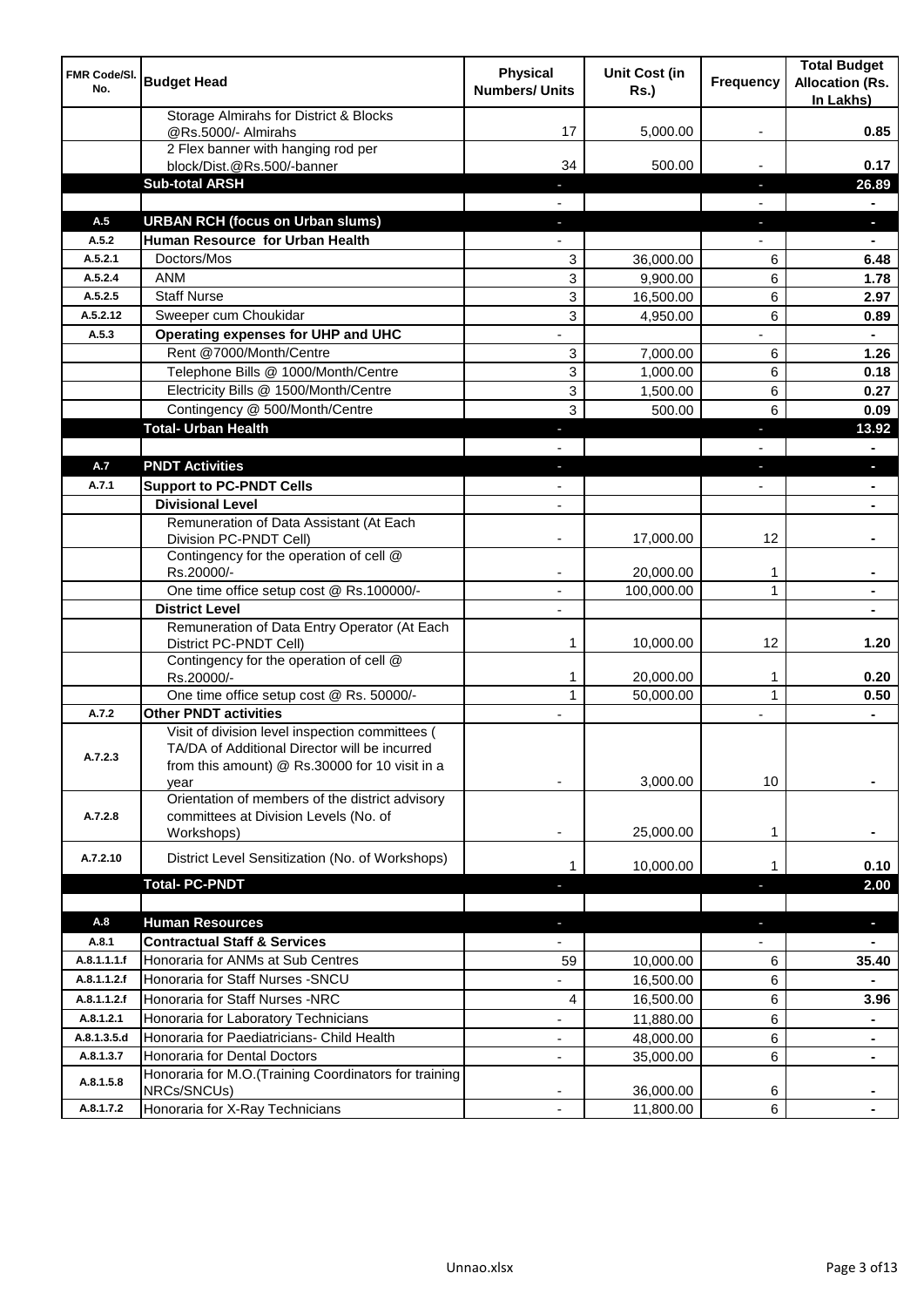| FMR Code/Sl. No. | Budget Head | Physical Numbers/ Units | Unit Cost (in Rs.) | Frequency | Total Budget Allocation (Rs. In Lakhs) |
|---|---|---|---|---|---|
| | Storage Almirahs for District & Blocks @Rs.5000/- Almirahs | 17 | 5,000.00 | - | 0.85 |
| | 2 Flex banner with hanging rod per block/Dist.@Rs.500/-banner | 34 | 500.00 | - | 0.17 |
| | **Sub-total ARSH** | - | | - | **26.89** |
| | | - | | - | - |
| **A.5** | **URBAN RCH (focus on Urban slums)** | - | | - | - |
| **A.5.2** | **Human Resource for Urban Health** | - | | - | - |
| A.5.2.1 | Doctors/Mos | 3 | 36,000.00 | 6 | 6.48 |
| A.5.2.4 | ANM | 3 | 9,900.00 | 6 | 1.78 |
| A.5.2.5 | Staff Nurse | 3 | 16,500.00 | 6 | 2.97 |
| A.5.2.12 | Sweeper cum Choukidar | 3 | 4,950.00 | 6 | 0.89 |
| **A.5.3** | **Operating expenses for UHP and UHC** | - | | - | - |
| | Rent @7000/Month/Centre | 3 | 7,000.00 | 6 | 1.26 |
| | Telephone Bills @ 1000/Month/Centre | 3 | 1,000.00 | 6 | 0.18 |
| | Electricity Bills @ 1500/Month/Centre | 3 | 1,500.00 | 6 | 0.27 |
| | Contingency @ 500/Month/Centre | 3 | 500.00 | 6 | 0.09 |
| | **Total- Urban Health** | - | | - | **13.92** |
| | | - | | - | - |
| **A.7** | **PNDT Activities** | - | | - | - |
| **A.7.1** | **Support to PC-PNDT Cells** | - | | - | - |
| | **Divisional Level** | - | | | - |
| | Remuneration of Data Assistant (At Each Division PC-PNDT Cell) | - | 17,000.00 | 12 | - |
| | Contingency for the operation of cell @ Rs.20000/- | - | 20,000.00 | 1 | - |
| | One time office setup cost @ Rs.100000/- | - | 100,000.00 | 1 | - |
| | **District Level** | - | | | - |
| | Remuneration of Data Entry Operator (At Each District PC-PNDT Cell) | 1 | 10,000.00 | 12 | 1.20 |
| | Contingency for the operation of cell @ Rs.20000/- | 1 | 20,000.00 | 1 | 0.20 |
| | One time office setup cost @ Rs. 50000/- | 1 | 50,000.00 | 1 | 0.50 |
| **A.7.2** | **Other PNDT activities** | - | | - | - |
| A.7.2.3 | Visit of division level inspection committees ( TA/DA of Additional Director will be incurred from this amount) @ Rs.30000 for 10 visit in a year | - | 3,000.00 | 10 | - |
| A.7.2.8 | Orientation of members of the district advisory committees at Division Levels (No. of Workshops) | - | 25,000.00 | 1 | - |
| A.7.2.10 | District Level Sensitization (No. of Workshops) | 1 | 10,000.00 | 1 | 0.10 |
| | **Total- PC-PNDT** | - | | - | **2.00** |
| | | | | | |
| **A.8** | **Human Resources** | - | | - | - |
| **A.8.1** | **Contractual Staff & Services** | - | | - | - |
| A.8.1.1.1.f | Honoraria for ANMs at Sub Centres | 59 | 10,000.00 | 6 | 35.40 |
| A.8.1.1.2.f | Honoraria for Staff Nurses -SNCU | - | 16,500.00 | 6 | - |
| A.8.1.1.2.f | Honoraria for Staff Nurses -NRC | 4 | 16,500.00 | 6 | 3.96 |
| A.8.1.2.1 | Honoraria for Laboratory Technicians | - | 11,880.00 | 6 | - |
| A.8.1.3.5.d | Honoraria for Paediatricians- Child Health | - | 48,000.00 | 6 | - |
| A.8.1.3.7 | Honoraria for Dental Doctors | - | 35,000.00 | 6 | - |
| A.8.1.5.8 | Honoraria for M.O.(Training Coordinators for training NRCs/SNCUs) | - | 36,000.00 | 6 | - |
| A.8.1.7.2 | Honoraria for X-Ray Technicians | - | 11,800.00 | 6 | - |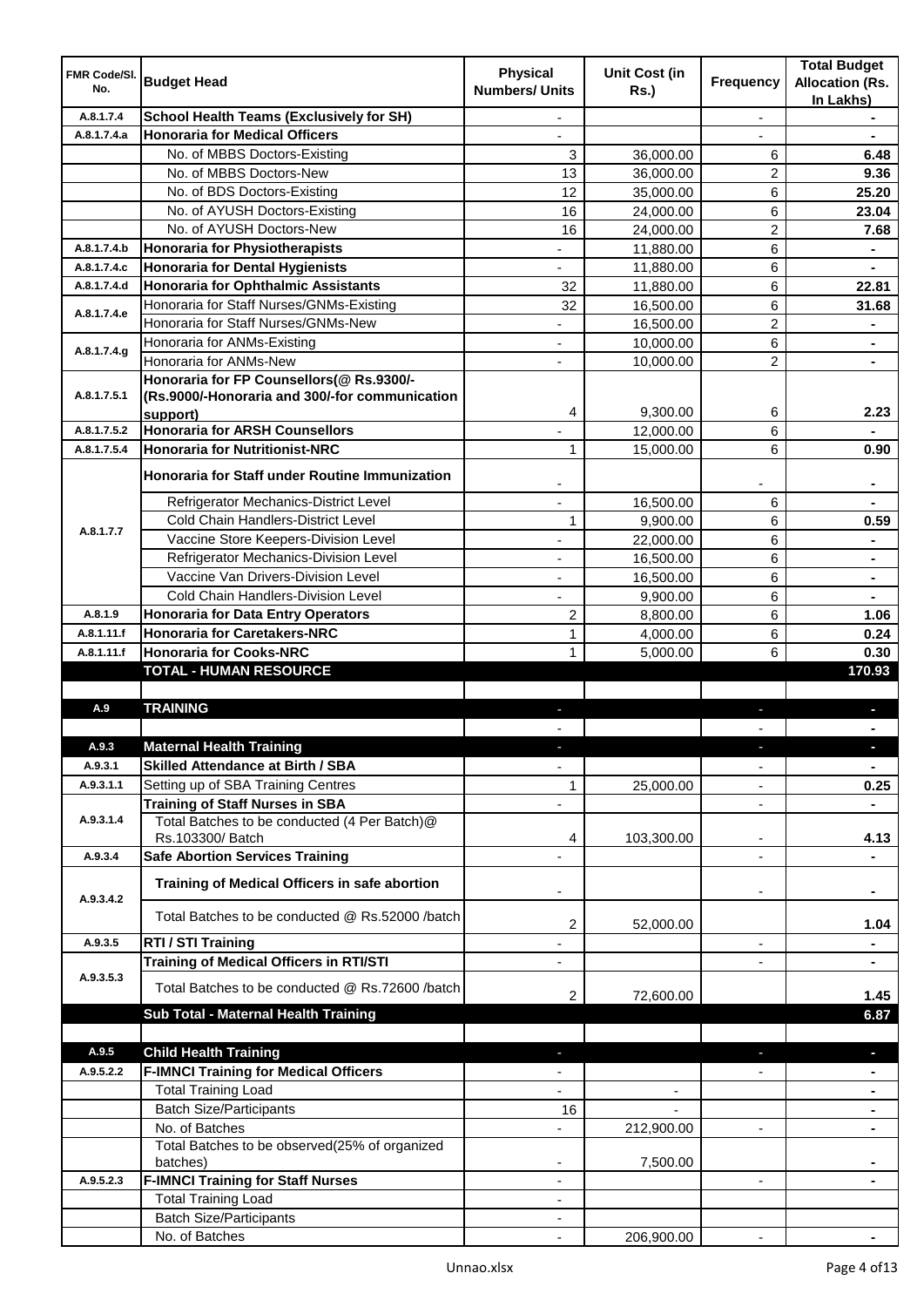| FMR Code/Sl. No. | Budget Head | Physical Numbers/ Units | Unit Cost (in Rs.) | Frequency | Total Budget Allocation (Rs. In Lakhs) |
|---|---|---|---|---|---|
| A.8.1.7.4 | **School Health Teams (Exclusively for SH)** | - | | - | - |
| A.8.1.7.4.a | **Honoraria for Medical Officers** | - | | - | - |
| | No. of MBBS Doctors-Existing | 3 | 36,000.00 | 6 | **6.48** |
| | No. of MBBS Doctors-New | 13 | 36,000.00 | 2 | **9.36** |
| | No. of BDS Doctors-Existing | 12 | 35,000.00 | 6 | **25.20** |
| | No. of AYUSH Doctors-Existing | 16 | 24,000.00 | 6 | **23.04** |
| | No. of AYUSH Doctors-New | 16 | 24,000.00 | 2 | **7.68** |
| A.8.1.7.4.b | **Honoraria for Physiotherapists** | - | 11,880.00 | 6 | - |
| A.8.1.7.4.c | **Honoraria for Dental Hygienists** | - | 11,880.00 | 6 | - |
| A.8.1.7.4.d | **Honoraria for Ophthalmic Assistants** | 32 | 11,880.00 | 6 | **22.81** |
| A.8.1.7.4.e | Honoraria for Staff Nurses/GNMs-Existing | 32 | 16,500.00 | 6 | **31.68** |
| | Honoraria for Staff Nurses/GNMs-New | - | 16,500.00 | 2 | - |
| A.8.1.7.4.g | Honoraria for ANMs-Existing | - | 10,000.00 | 6 | - |
| | Honoraria for ANMs-New | - | 10,000.00 | 2 | - |
| A.8.1.7.5.1 | **Honoraria for FP Counsellors(@ Rs.9300/- (Rs.9000/-Honoraria and 300/-for communication support)** | 4 | 9,300.00 | 6 | **2.23** |
| A.8.1.7.5.2 | **Honoraria for ARSH Counsellors** | - | 12,000.00 | 6 | - |
| A.8.1.7.5.4 | **Honoraria for Nutritionist-NRC** | 1 | 15,000.00 | 6 | **0.90** |
| A.8.1.7.7 | **Honoraria for Staff under Routine Immunization** | - | | - | - |
| | Refrigerator Mechanics-District Level | - | 16,500.00 | 6 | - |
| | Cold Chain Handlers-District Level | 1 | 9,900.00 | 6 | **0.59** |
| | Vaccine Store Keepers-Division Level | - | 22,000.00 | 6 | - |
| | Refrigerator Mechanics-Division Level | - | 16,500.00 | 6 | - |
| | Vaccine Van Drivers-Division Level | - | 16,500.00 | 6 | - |
| | Cold Chain Handlers-Division Level | - | 9,900.00 | 6 | - |
| A.8.1.9 | **Honoraria for Data Entry Operators** | 2 | 8,800.00 | 6 | **1.06** |
| A.8.1.11.f | **Honoraria for Caretakers-NRC** | 1 | 4,000.00 | 6 | **0.24** |
| A.8.1.11.f | **Honoraria for Cooks-NRC** | 1 | 5,000.00 | 6 | **0.30** |
| | **TOTAL - HUMAN RESOURCE** | | | | **170.93** |
| | | | | | |
| A.9 | **TRAINING** | - | | - | - |
| | | - | | - | - |
| A.9.3 | **Maternal Health Training** | - | | - | - |
| A.9.3.1 | **Skilled Attendance at Birth / SBA** | - | | - | - |
| A.9.3.1.1 | Setting up of SBA Training Centres | 1 | 25,000.00 | - | **0.25** |
| A.9.3.1.4 | **Training of Staff Nurses in SBA** | - | | - | - |
| | Total Batches to be conducted (4 Per Batch)@ Rs.103300/ Batch | 4 | 103,300.00 | - | **4.13** |
| A.9.3.4 | **Safe Abortion Services Training** | - | | - | - |
| A.9.3.4.2 | **Training of Medical Officers in safe abortion** | - | | - | - |
| | Total Batches to be conducted @ Rs.52000 /batch | 2 | 52,000.00 | | **1.04** |
| A.9.3.5 | **RTI / STI Training** | - | | - | - |
| A.9.3.5.3 | **Training of Medical Officers in RTI/STI** | - | | - | - |
| | Total Batches to be conducted @ Rs.72600 /batch | 2 | 72,600.00 | | **1.45** |
| | **Sub Total - Maternal Health Training** | | | | **6.87** |
| | | | | | |
| A.9.5 | **Child Health Training** | - | | - | - |
| A.9.5.2.2 | **F-IMNCI Training for Medical Officers** | - | | - | - |
| | Total Training Load | - | - | | - |
| | Batch Size/Participants | 16 | - | | - |
| | No. of Batches | - | 212,900.00 | - | - |
| | Total Batches to be observed(25% of organized batches) | - | 7,500.00 | | - |
| A.9.5.2.3 | **F-IMNCI Training for Staff Nurses** | - | | - | - |
| | Total Training Load | - | | | |
| | Batch Size/Participants | - | | | |
| | No. of Batches | - | 206,900.00 | - | - |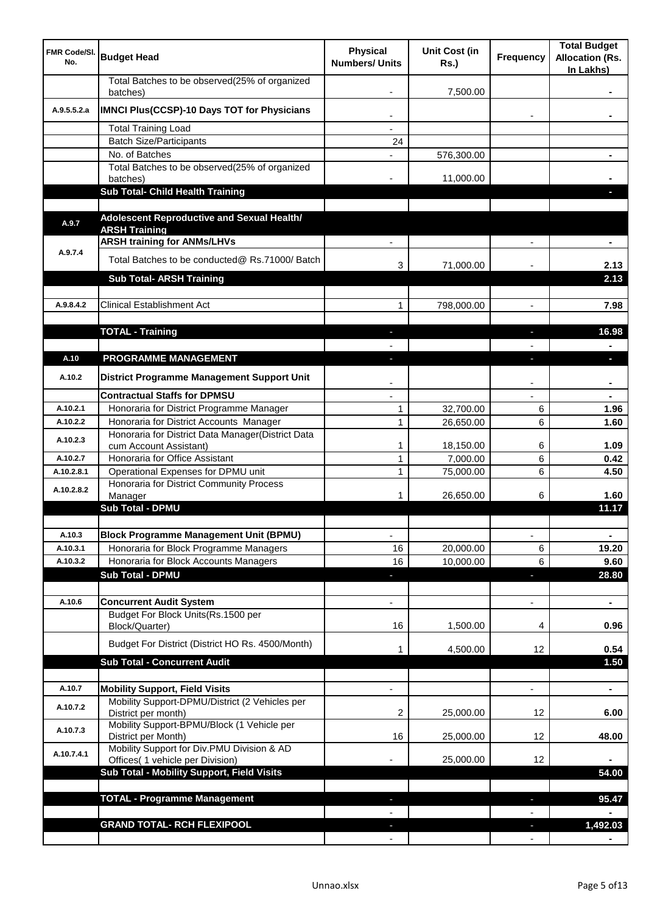| FMR Code/Sl. No. | Budget Head | Physical Numbers/ Units | Unit Cost (in Rs.) | Frequency | Total Budget Allocation (Rs. In Lakhs) |
|---|---|---|---|---|---|
| | Total Batches to be observed(25% of organized batches) | - | 7,500.00 | | - |
| A.9.5.5.2.a | **IMNCI Plus(CCSP)-10 Days TOT for Physicians** | - | | - | - |
| | Total Training Load | - | | | |
| | Batch Size/Participants | 24 | | | |
| | No. of Batches | - | 576,300.00 | | - |
| | Total Batches to be observed(25% of organized batches) | - | 11,000.00 | | - |
| | **Sub Total- Child Health Training** | | | | - |
| | | | | | |
| A.9.7 | **Adolescent Reproductive and Sexual Health/ ARSH Training** | | | | |
| A.9.7.4 | **ARSH training for ANMs/LHVs** | - | | - | - |
| | Total Batches to be conducted@ Rs.71000/ Batch | 3 | 71,000.00 | - | 2.13 |
| | **Sub Total- ARSH Training** | | | | **2.13** |
| | | | | | |
| A.9.8.4.2 | Clinical Establishment Act | 1 | 798,000.00 | - | 7.98 |
| | | | | | |
| | **TOTAL - Training** | - | | - | **16.98** |
| | | - | | - | - |
| A.10 | **PROGRAMME MANAGEMENT** | - | | - | - |
| A.10.2 | **District Programme Management Support Unit** | - | | - | - |
| | **Contractual Staffs for DPMSU** | - | | - | - |
| A.10.2.1 | Honoraria for District Programme Manager | 1 | 32,700.00 | 6 | 1.96 |
| A.10.2.2 | Honoraria for District Accounts Manager | 1 | 26,650.00 | 6 | 1.60 |
| A.10.2.3 | Honoraria for District Data Manager(District Data cum Account Assistant) | 1 | 18,150.00 | 6 | 1.09 |
| A.10.2.7 | Honoraria for Office Assistant | 1 | 7,000.00 | 6 | 0.42 |
| A.10.2.8.1 | Operational Expenses for DPMU unit | 1 | 75,000.00 | 6 | 4.50 |
| A.10.2.8.2 | Honoraria for District Community Process Manager | 1 | 26,650.00 | 6 | 1.60 |
| | **Sub Total - DPMU** | | | | **11.17** |
| | | | | | |
| A.10.3 | **Block Programme Management Unit (BPMU)** | - | | - | - |
| A.10.3.1 | Honoraria for Block Programme Managers | 16 | 20,000.00 | 6 | 19.20 |
| A.10.3.2 | Honoraria for Block Accounts Managers | 16 | 10,000.00 | 6 | 9.60 |
| | **Sub Total - DPMU** | - | | - | **28.80** |
| | | | | | |
| A.10.6 | **Concurrent Audit System** | - | | - | - |
| | Budget For Block Units(Rs.1500 per Block/Quarter) | 16 | 1,500.00 | 4 | 0.96 |
| | Budget For District (District HO Rs. 4500/Month) | 1 | 4,500.00 | 12 | 0.54 |
| | **Sub Total - Concurrent Audit** | | | | **1.50** |
| | | | | | |
| A.10.7 | **Mobility Support, Field Visits** | - | | - | - |
| A.10.7.2 | Mobility Support-DPMU/District (2 Vehicles per District per month) | 2 | 25,000.00 | 12 | 6.00 |
| A.10.7.3 | Mobility Support-BPMU/Block (1 Vehicle per District per Month) | 16 | 25,000.00 | 12 | 48.00 |
| A.10.7.4.1 | Mobility Support for Div.PMU Division & AD Offices( 1 vehicle per Division) | - | 25,000.00 | 12 | - |
| | **Sub Total - Mobility Support, Field Visits** | | | | **54.00** |
| | | | | | |
| | **TOTAL - Programme Management** | - | | - | **95.47** |
| | | - | | - | - |
| | **GRAND TOTAL- RCH FLEXIPOOL** | - | | - | **1,492.03** |
| | | - | | - | - |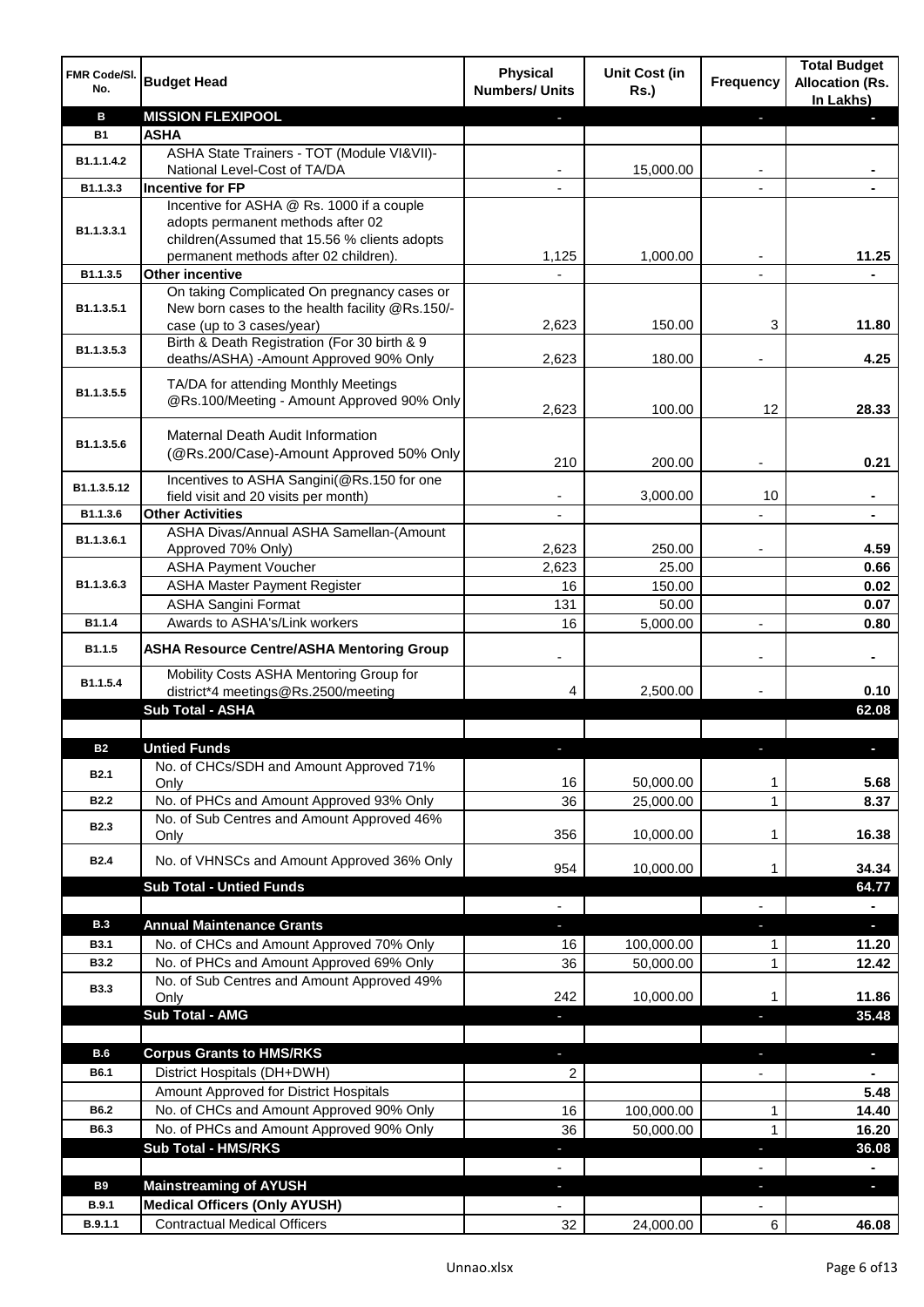| FMR Code/Sl. No. | Budget Head | Physical Numbers/ Units | Unit Cost (in Rs.) | Frequency | Total Budget Allocation (Rs. In Lakhs) |
|---|---|---|---|---|---|
| **B** | **MISSION FLEXIPOOL** | - | | - | - |
| **B1** | **ASHA** | | | | |
| B1.1.1.4.2 | ASHA State Trainers - TOT (Module VI&VII)- National Level-Cost of TA/DA | - | 15,000.00 | - | - |
| B1.1.3.3 | **Incentive for FP** | - | | - | - |
| B1.1.3.3.1 | Incentive for ASHA @ Rs. 1000 if a couple adopts permanent methods after 02 children(Assumed that 15.56 % clients adopts permanent methods after 02 children). | 1,125 | 1,000.00 | - | 11.25 |
| B1.1.3.5 | **Other incentive** | - | | - | - |
| B1.1.3.5.1 | On taking Complicated On pregnancy cases or New born cases to the health facility @Rs.150/-case (up to 3 cases/year) | 2,623 | 150.00 | 3 | 11.80 |
| B1.1.3.5.3 | Birth & Death Registration (For 30 birth & 9 deaths/ASHA) -Amount Approved 90% Only | 2,623 | 180.00 | - | 4.25 |
| B1.1.3.5.5 | TA/DA for attending Monthly Meetings @Rs.100/Meeting - Amount Approved 90% Only | 2,623 | 100.00 | 12 | 28.33 |
| B1.1.3.5.6 | Maternal Death Audit Information (@Rs.200/Case)-Amount Approved 50% Only | 210 | 200.00 | - | 0.21 |
| B1.1.3.5.12 | Incentives to ASHA Sangini(@Rs.150 for one field visit and 20 visits per month) | - | 3,000.00 | 10 | - |
| B1.1.3.6 | **Other Activities** | - | | - | - |
| B1.1.3.6.1 | ASHA Divas/Annual ASHA Samellan-(Amount Approved 70% Only) | 2,623 | 250.00 | - | 4.59 |
| B1.1.3.6.3 | ASHA Payment Voucher | 2,623 | 25.00 | | 0.66 |
| | ASHA Master Payment Register | 16 | 150.00 | | 0.02 |
| | ASHA Sangini Format | 131 | 50.00 | | 0.07 |
| B1.1.4 | Awards to ASHA's/Link workers | 16 | 5,000.00 | - | 0.80 |
| B1.1.5 | **ASHA Resource Centre/ASHA Mentoring Group** | - | | - | - |
| B1.1.5.4 | Mobility Costs ASHA Mentoring Group for district*4 meetings@Rs.2500/meeting | 4 | 2,500.00 | - | 0.10 |
| | **Sub Total - ASHA** | | | | **62.08** |
| | | | | | |
| **B2** | **Untied Funds** | - | | - | - |
| B2.1 | No. of CHCs/SDH and Amount Approved 71% Only | 16 | 50,000.00 | 1 | 5.68 |
| B2.2 | No. of PHCs and Amount Approved 93% Only | 36 | 25,000.00 | 1 | 8.37 |
| B2.3 | No. of Sub Centres and Amount Approved 46% Only | 356 | 10,000.00 | 1 | 16.38 |
| B2.4 | No. of VHNSCs and Amount Approved 36% Only | 954 | 10,000.00 | 1 | 34.34 |
| | **Sub Total - Untied Funds** | | | | **64.77** |
| | | - | | - | - |
| **B.3** | **Annual Maintenance Grants** | - | | - | - |
| B3.1 | No. of CHCs and Amount Approved 70% Only | 16 | 100,000.00 | 1 | 11.20 |
| B3.2 | No. of PHCs and Amount Approved 69% Only | 36 | 50,000.00 | 1 | 12.42 |
| B3.3 | No. of Sub Centres and Amount Approved 49% Only | 242 | 10,000.00 | 1 | 11.86 |
| | **Sub Total - AMG** | - | | - | **35.48** |
| | | | | | |
| **B.6** | **Corpus Grants to HMS/RKS** | - | | - | - |
| B6.1 | District Hospitals (DH+DWH) | 2 | | - | - |
| | Amount Approved for District Hospitals | | | | 5.48 |
| B6.2 | No. of CHCs and Amount Approved 90% Only | 16 | 100,000.00 | 1 | 14.40 |
| B6.3 | No. of PHCs and Amount Approved 90% Only | 36 | 50,000.00 | 1 | 16.20 |
| | **Sub Total - HMS/RKS** | - | | - | **36.08** |
| | | - | | - | - |
| **B9** | **Mainstreaming of AYUSH** | - | | - | - |
| B.9.1 | **Medical Officers (Only AYUSH)** | - | | - | |
| B.9.1.1 | Contractual Medical Officers | 32 | 24,000.00 | 6 | 46.08 |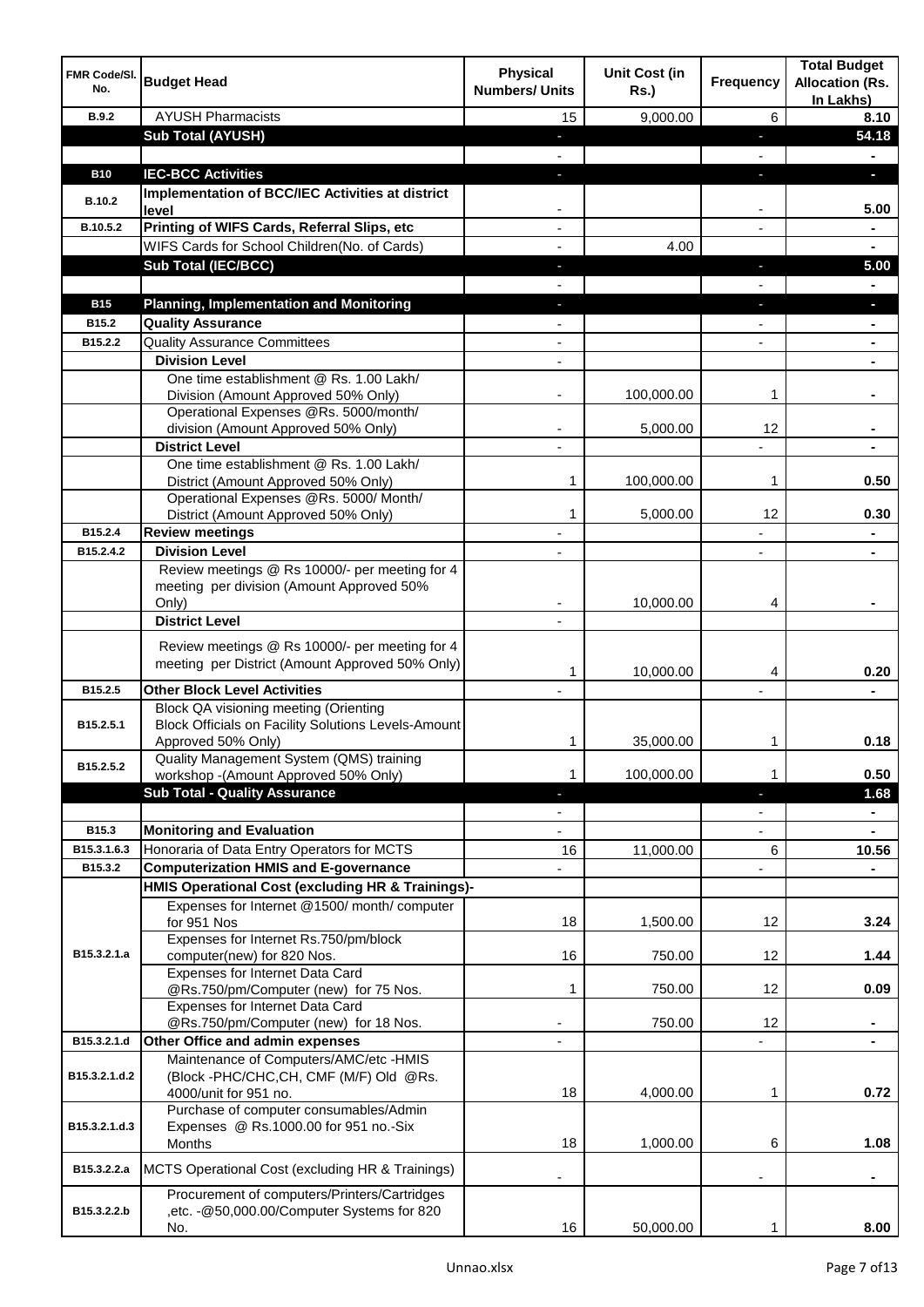| FMR Code/Sl. No. | Budget Head | Physical Numbers/ Units | Unit Cost (in Rs.) | Frequency | Total Budget Allocation (Rs. In Lakhs) |
|---|---|---|---|---|---|
| B.9.2 | AYUSH Pharmacists | 15 | 9,000.00 | 6 | 8.10 |
| | **Sub Total (AYUSH)** | - | | - | **54.18** |
| | | - | | - | - |
| **B10** | **IEC-BCC Activities** | - | | - | - |
| **B.10.2** | **Implementation of BCC/IEC Activities at district level** | - | | - | **5.00** |
| **B.10.5.2** | **Printing of WIFS Cards, Referral Slips, etc** | - | | - | - |
| | WIFS Cards for School Children(No. of Cards) | - | 4.00 | | - |
| | **Sub Total (IEC/BCC)** | - | | - | **5.00** |
| | | - | | - | - |
| **B15** | **Planning, Implementation and Monitoring** | - | | - | - |
| **B15.2** | **Quality Assurance** | - | | - | - |
| **B15.2.2** | Quality Assurance Committees | - | | - | - |
| | **Division Level** | - | | | - |
| | One time establishment @ Rs. 1.00 Lakh/ Division (Amount Approved 50% Only) | - | 100,000.00 | 1 | - |
| | Operational Expenses @Rs. 5000/month/ division (Amount Approved 50% Only) | - | 5,000.00 | 12 | - |
| | **District Level** | - | | - | - |
| | One time establishment @ Rs. 1.00 Lakh/ District (Amount Approved 50% Only) | 1 | 100,000.00 | 1 | 0.50 |
| | Operational Expenses @Rs. 5000/ Month/ District (Amount Approved 50% Only) | 1 | 5,000.00 | 12 | 0.30 |
| **B15.2.4** | **Review meetings** | - | | - | - |
| **B15.2.4.2** | **Division Level** | - | | - | - |
| | Review meetings @ Rs 10000/- per meeting for 4 meeting per division (Amount Approved 50% Only) | - | 10,000.00 | 4 | - |
| | **District Level** | - | | | |
| | Review meetings @ Rs 10000/- per meeting for 4 meeting per District (Amount Approved 50% Only) | 1 | 10,000.00 | 4 | 0.20 |
| **B15.2.5** | **Other Block Level Activities** | - | | - | - |
| **B15.2.5.1** | Block QA visioning meeting (Orienting Block Officials on Facility Solutions Levels-Amount Approved 50% Only) | 1 | 35,000.00 | 1 | 0.18 |
| **B15.2.5.2** | Quality Management System (QMS) training workshop -(Amount Approved 50% Only) | 1 | 100,000.00 | 1 | 0.50 |
| | **Sub Total - Quality Assurance** | - | | - | **1.68** |
| | | - | | - | - |
| **B15.3** | **Monitoring and Evaluation** | - | | - | - |
| **B15.3.1.6.3** | Honoraria of Data Entry Operators for MCTS | 16 | 11,000.00 | 6 | **10.56** |
| **B15.3.2** | **Computerization HMIS and E-governance** | - | | - | - |
| | **HMIS Operational Cost (excluding HR & Trainings)-** | | | | |
| **B15.3.2.1.a** | Expenses for Internet @1500/ month/ computer for 951 Nos | 18 | 1,500.00 | 12 | 3.24 |
| | Expenses for Internet Rs.750/pm/block computer(new) for 820 Nos. | 16 | 750.00 | 12 | 1.44 |
| | Expenses for Internet Data Card @Rs.750/pm/Computer (new) for 75 Nos. | 1 | 750.00 | 12 | 0.09 |
| | Expenses for Internet Data Card @Rs.750/pm/Computer (new) for 18 Nos. | - | 750.00 | 12 | - |
| **B15.3.2.1.d** | **Other Office and admin expenses** | - | | - | - |
| **B15.3.2.1.d.2** | Maintenance of Computers/AMC/etc -HMIS (Block -PHC/CHC,CH, CMF (M/F) Old @Rs. 4000/unit for 951 no. | 18 | 4,000.00 | 1 | 0.72 |
| **B15.3.2.1.d.3** | Purchase of computer consumables/Admin Expenses @ Rs.1000.00 for 951 no.-Six Months | 18 | 1,000.00 | 6 | 1.08 |
| **B15.3.2.2.a** | MCTS Operational Cost (excluding HR & Trainings) | - | | - | - |
| **B15.3.2.2.b** | Procurement of computers/Printers/Cartridges ,etc. -@50,000.00/Computer Systems for 820 No. | 16 | 50,000.00 | 1 | 8.00 |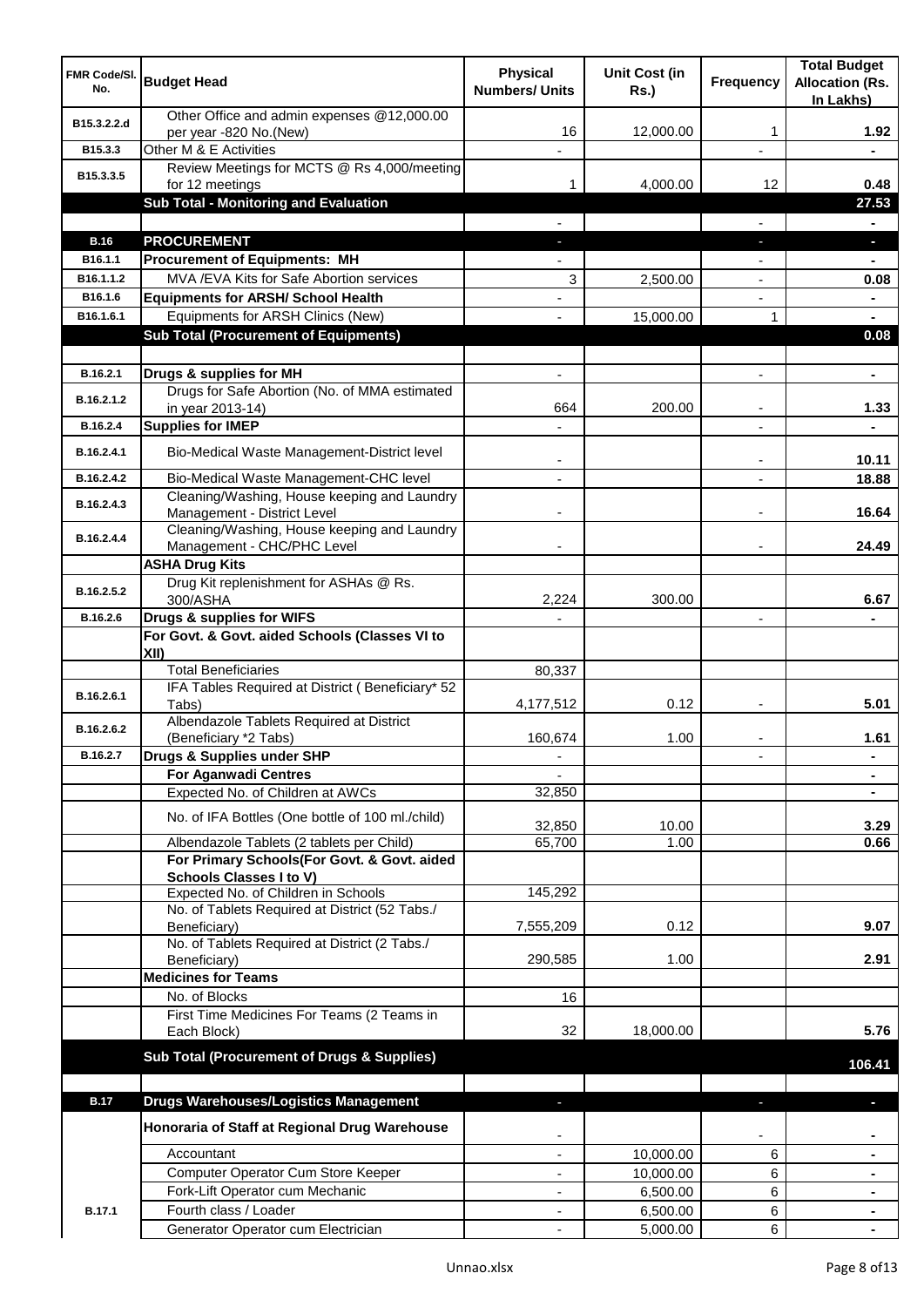| FMR Code/Sl. No. | Budget Head | Physical Numbers/ Units | Unit Cost (in Rs.) | Frequency | Total Budget Allocation (Rs. In Lakhs) |
|---|---|---|---|---|---|
| B15.3.2.2.d | Other Office and admin expenses @12,000.00 per year -820 No.(New) | 16 | 12,000.00 | 1 | 1.92 |
| B15.3.3 | Other M & E Activities | - | | - | - |
| B15.3.3.5 | Review Meetings for MCTS @ Rs 4,000/meeting for 12 meetings | 1 | 4,000.00 | 12 | 0.48 |
| | **Sub Total - Monitoring and Evaluation** | | | | **27.53** |
| | | - | | - | - |
| **B.16** | **PROCUREMENT** | - | | - | - |
| B16.1.1 | **Procurement of Equipments: MH** | - | | - | - |
| B16.1.1.2 | MVA /EVA Kits for Safe Abortion services | 3 | 2,500.00 | - | 0.08 |
| B16.1.6 | **Equipments for ARSH/ School Health** | - | | - | - |
| B16.1.6.1 | Equipments for ARSH Clinics (New) | - | 15,000.00 | 1 | - |
| | **Sub Total (Procurement of Equipments)** | | | | **0.08** |
| | | | | | |
| B.16.2.1 | **Drugs & supplies for MH** | - | | - | - |
| B.16.2.1.2 | Drugs for Safe Abortion (No. of MMA estimated in year 2013-14) | 664 | 200.00 | - | 1.33 |
| B.16.2.4 | **Supplies for IMEP** | - | | - | - |
| B.16.2.4.1 | Bio-Medical Waste Management-District level | - | | - | 10.11 |
| B.16.2.4.2 | Bio-Medical Waste Management-CHC level | - | | - | 18.88 |
| B.16.2.4.3 | Cleaning/Washing, House keeping and Laundry Management - District Level | - | | - | 16.64 |
| B.16.2.4.4 | Cleaning/Washing, House keeping and Laundry Management - CHC/PHC Level | - | | - | 24.49 |
| | **ASHA Drug Kits** | | | | |
| B.16.2.5.2 | Drug Kit replenishment for ASHAs @ Rs. 300/ASHA | 2,224 | 300.00 | | 6.67 |
| B.16.2.6 | **Drugs & supplies for WIFS** | - | | - | - |
| | **For Govt. & Govt. aided Schools (Classes VI to XII)** | | | | |
| | Total Beneficiaries | 80,337 | | | |
| B.16.2.6.1 | IFA Tables Required at District ( Beneficiary* 52 Tabs) | 4,177,512 | 0.12 | - | 5.01 |
| B.16.2.6.2 | Albendazole Tablets Required at District (Beneficiary *2 Tabs) | 160,674 | 1.00 | - | 1.61 |
| B.16.2.7 | **Drugs & Supplies under SHP** | - | | - | - |
| | **For Aganwadi Centres** | - | | | - |
| | Expected No. of Children at AWCs | 32,850 | | | - |
| | No. of IFA Bottles (One bottle of 100 ml./child) | 32,850 | 10.00 | | 3.29 |
| | Albendazole Tablets (2 tablets per Child) | 65,700 | 1.00 | | 0.66 |
| | **For Primary Schools(For Govt. & Govt. aided Schools Classes I to V)** | | | | |
| | Expected No. of Children in Schools | 145,292 | | | |
| | No. of Tablets Required at District (52 Tabs./ Beneficiary) | 7,555,209 | 0.12 | | 9.07 |
| | No. of Tablets Required at District (2 Tabs./ Beneficiary) | 290,585 | 1.00 | | 2.91 |
| | **Medicines for Teams** | | | | |
| | No. of Blocks | 16 | | | |
| | First Time Medicines For Teams (2 Teams in Each Block) | 32 | 18,000.00 | | 5.76 |
| | **Sub Total (Procurement of Drugs & Supplies)** | | | | **106.41** |
| | | | | | |
| **B.17** | **Drugs Warehouses/Logistics Management** | - | | - | - |
| B.17.1 | **Honoraria of Staff at Regional Drug Warehouse** | - | | - | - |
| | Accountant | - | 10,000.00 | 6 | - |
| | Computer Operator Cum Store Keeper | - | 10,000.00 | 6 | - |
| | Fork-Lift Operator cum Mechanic | - | 6,500.00 | 6 | - |
| | Fourth class / Loader | - | 6,500.00 | 6 | - |
| | Generator Operator cum Electrician | - | 5,000.00 | 6 | - |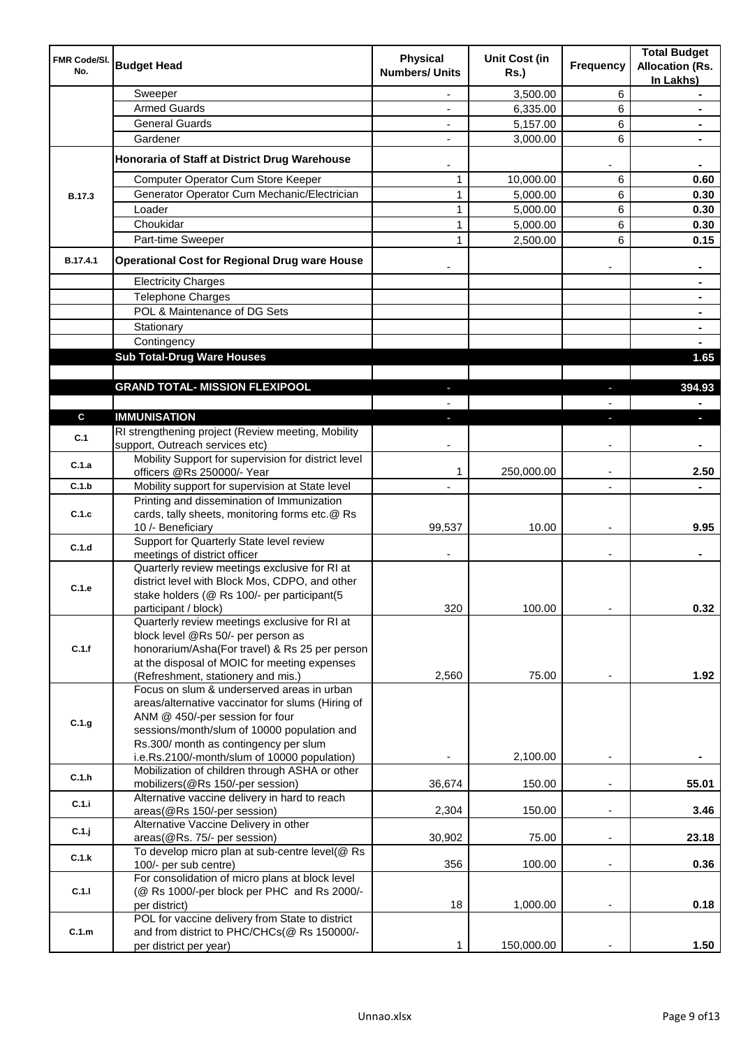| FMR Code/Sl. No. | Budget Head | Physical Numbers/ Units | Unit Cost (in Rs.) | Frequency | Total Budget Allocation (Rs. In Lakhs) |
|---|---|---|---|---|---|
| | Sweeper | - | 3,500.00 | 6 | - |
| | Armed Guards | - | 6,335.00 | 6 | - |
| | General Guards | - | 5,157.00 | 6 | - |
| | Gardener | - | 3,000.00 | 6 | - |
| B.17.3 | **Honoraria of Staff at District Drug Warehouse** | - | | - | - |
| | Computer Operator Cum Store Keeper | 1 | 10,000.00 | 6 | 0.60 |
| | Generator Operator Cum Mechanic/Electrician | 1 | 5,000.00 | 6 | 0.30 |
| | Loader | 1 | 5,000.00 | 6 | 0.30 |
| | Choukidar | 1 | 5,000.00 | 6 | 0.30 |
| | Part-time Sweeper | 1 | 2,500.00 | 6 | 0.15 |
| B.17.4.1 | **Operational Cost for Regional Drug ware House** | - | | - | - |
| | Electricity Charges | | | | - |
| | Telephone Charges | | | | - |
| | POL & Maintenance of DG Sets | | | | - |
| | Stationary | | | | - |
| | Contingency | | | | - |
| | **Sub Total-Drug Ware Houses** | | | | **1.65** |
| | | | | | |
| | **GRAND TOTAL- MISSION FLEXIPOOL** | - | | - | **394.93** |
| | | - | | - | - |
| **C** | **IMMUNISATION** | - | | - | - |
| C.1 | RI strengthening project (Review meeting, Mobility support, Outreach services etc) | - | | - | - |
| C.1.a | Mobility Support for supervision for district level officers @Rs 250000/- Year | 1 | 250,000.00 | - | 2.50 |
| C.1.b | Mobility support for supervision at State level | - | | - | - |
| C.1.c | Printing and dissemination of Immunization cards, tally sheets, monitoring forms etc.@ Rs 10 /- Beneficiary | 99,537 | 10.00 | - | 9.95 |
| C.1.d | Support for Quarterly State level review meetings of district officer | - | | - | - |
| C.1.e | Quarterly review meetings exclusive for RI at district level with Block Mos, CDPO, and other stake holders (@ Rs 100/- per participant(5 participant / block) | 320 | 100.00 | - | 0.32 |
| C.1.f | Quarterly review meetings exclusive for RI at block level @Rs 50/- per person as honorarium/Asha(For travel) & Rs 25 per person at the disposal of MOIC for meeting expenses (Refreshment, stationery and mis.) | 2,560 | 75.00 | - | 1.92 |
| C.1.g | Focus on slum & underserved areas in urban areas/alternative vaccinator for slums (Hiring of ANM @ 450/-per session for four sessions/month/slum of 10000 population and Rs.300/ month as contingency per slum i.e.Rs.2100/-month/slum of 10000 population) | - | 2,100.00 | - | - |
| C.1.h | Mobilization of children through ASHA or other mobilizers(@Rs 150/-per session) | 36,674 | 150.00 | - | 55.01 |
| C.1.i | Alternative vaccine delivery in hard to reach areas(@Rs 150/-per session) | 2,304 | 150.00 | - | 3.46 |
| C.1.j | Alternative Vaccine Delivery in other areas(@Rs. 75/- per session) | 30,902 | 75.00 | - | 23.18 |
| C.1.k | To develop micro plan at sub-centre level(@ Rs 100/- per sub centre) | 356 | 100.00 | - | 0.36 |
| C.1.l | For consolidation of micro plans at block level (@ Rs 1000/-per block per PHC and Rs 2000/- per district) | 18 | 1,000.00 | - | 0.18 |
| C.1.m | POL for vaccine delivery from State to district and from district to PHC/CHCs(@ Rs 150000/- per district per year) | 1 | 150,000.00 | - | 1.50 |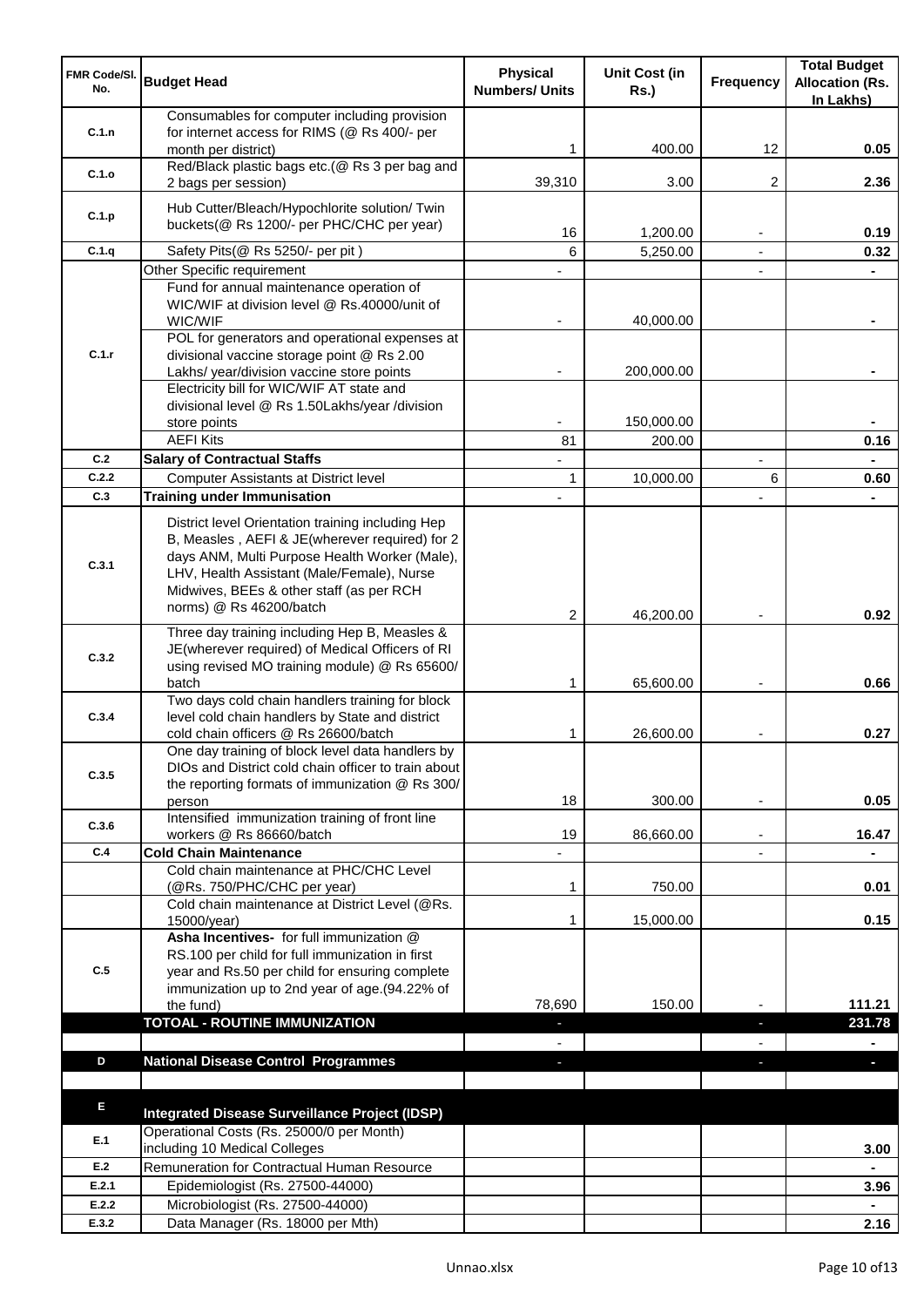| FMR Code/Sl. No. | Budget Head | Physical Numbers/ Units | Unit Cost (in Rs.) | Frequency | Total Budget Allocation (Rs. In Lakhs) |
|---|---|---|---|---|---|
| C.1.n | Consumables for computer including provision for internet access for RIMS (@ Rs 400/- per month per district) | 1 | 400.00 | 12 | 0.05 |
| C.1.o | Red/Black plastic bags etc.(@ Rs 3 per bag and 2 bags per session) | 39,310 | 3.00 | 2 | 2.36 |
| C.1.p | Hub Cutter/Bleach/Hypochlorite solution/ Twin buckets(@ Rs 1200/- per PHC/CHC per year) | 16 | 1,200.00 | - | 0.19 |
| C.1.q | Safety Pits(@ Rs 5250/- per pit ) | 6 | 5,250.00 | - | 0.32 |
| C.1.r | Other Specific requirement | - | | - | - |
| | Fund for annual maintenance operation of WIC/WIF at division level @ Rs.40000/unit of WIC/WIF | - | 40,000.00 | | - |
| | POL for generators and operational expenses at divisional vaccine storage point @ Rs 2.00 Lakhs/ year/division vaccine store points | - | 200,000.00 | | - |
| | Electricity bill for WIC/WIF AT state and divisional level @ Rs 1.50Lakhs/year /division store points | - | 150,000.00 | | - |
| | AEFI Kits | 81 | 200.00 | | 0.16 |
| C.2 | **Salary of Contractual Staffs** | - | | - | - |
| C.2.2 | Computer Assistants at District level | 1 | 10,000.00 | 6 | 0.60 |
| C.3 | **Training under Immunisation** | - | | - | - |
| C.3.1 | District level Orientation training including Hep B, Measles , AEFI & JE(wherever required) for 2 days ANM, Multi Purpose Health Worker (Male), LHV, Health Assistant (Male/Female), Nurse Midwives, BEEs & other staff (as per RCH norms) @ Rs 46200/batch | 2 | 46,200.00 | - | 0.92 |
| C.3.2 | Three day training including Hep B, Measles & JE(wherever required) of Medical Officers of RI using revised MO training module) @ Rs 65600/ batch | 1 | 65,600.00 | - | 0.66 |
| C.3.4 | Two days cold chain handlers training for block level cold chain handlers by State and district cold chain officers @ Rs 26600/batch | 1 | 26,600.00 | - | 0.27 |
| C.3.5 | One day training of block level data handlers by DIOs and District cold chain officer to train about the reporting formats of immunization @ Rs 300/ person | 18 | 300.00 | - | 0.05 |
| C.3.6 | Intensified immunization training of front line workers @ Rs 86660/batch | 19 | 86,660.00 | - | 16.47 |
| C.4 | **Cold Chain Maintenance** | - | | - | - |
| | Cold chain maintenance at PHC/CHC Level (@Rs. 750/PHC/CHC per year) | 1 | 750.00 | | 0.01 |
| | Cold chain maintenance at District Level (@Rs. 15000/year) | 1 | 15,000.00 | | 0.15 |
| C.5 | **Asha Incentives-** for full immunization @ RS.100 per child for full immunization in first year and Rs.50 per child for ensuring complete immunization up to 2nd year of age.(94.22% of the fund) | 78,690 | 150.00 | - | 111.21 |
| | **TOTOAL - ROUTINE IMMUNIZATION** | - | | - | **231.78** |
| | | - | | - | - |
| D | **National Disease Control Programmes** | - | | - | - |
| | | | | | |
| E | **Integrated Disease Surveillance Project (IDSP)** | | | | |
| E.1 | Operational Costs (Rs. 25000/0 per Month) including 10 Medical Colleges | | | | 3.00 |
| E.2 | Remuneration for Contractual Human Resource | | | | - |
| E.2.1 | Epidemiologist (Rs. 27500-44000) | | | | 3.96 |
| E.2.2 | Microbiologist (Rs. 27500-44000) | | | | - |
| E.3.2 | Data Manager (Rs. 18000 per Mth) | | | | 2.16 |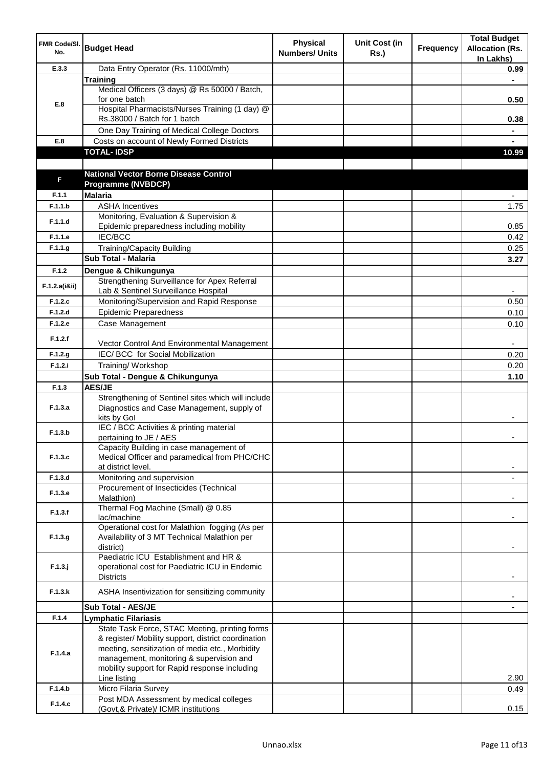| FMR Code/Sl. No. | Budget Head | Physical Numbers/ Units | Unit Cost (in Rs.) | Frequency | Total Budget Allocation (Rs. In Lakhs) |
|---|---|---|---|---|---|
| E.3.3 | Data Entry Operator (Rs. 11000/mth) | | | | **0.99** |
| | **Training** | | | | **-** |
| E.8 | Medical Officers (3 days) @ Rs 50000 / Batch, for one batch | | | | **0.50** |
| | Hospital Pharmacists/Nurses Training (1 day) @ Rs.38000 / Batch for 1 batch | | | | **0.38** |
| | One Day Training of Medical College Doctors | | | | **-** |
| E.8 | Costs on account of Newly Formed Districts | | | | **-** |
| | **TOTAL- IDSP** | | | | **10.99** |
| | | | | | |
| F | **National Vector Borne Disease Control Programme (NVBDCP)** | | | | |
| F.1.1 | **Malaria** | | | | - |
| F.1.1.b | ASHA Incentives | | | | 1.75 |
| F.1.1.d | Monitoring, Evaluation & Supervision & Epidemic preparedness including mobility | | | | 0.85 |
| F.1.1.e | IEC/BCC | | | | 0.42 |
| F.1.1.g | Training/Capacity Building | | | | 0.25 |
| | **Sub Total - Malaria** | | | | **3.27** |
| F.1.2 | **Dengue & Chikungunya** | | | | |
| F.1.2.a(i&ii) | Strengthening Surveillance for Apex Referral Lab & Sentinel Surveillance Hospital | | | | - |
| F.1.2.c | Monitoring/Supervision and Rapid Response | | | | 0.50 |
| F.1.2.d | Epidemic Preparedness | | | | 0.10 |
| F.1.2.e | Case Management | | | | 0.10 |
| F.1.2.f | Vector Control And Environmental Management | | | | - |
| F.1.2.g | IEC/ BCC for Social Mobilization | | | | 0.20 |
| F.1.2.i | Training/ Workshop | | | | 0.20 |
| | **Sub Total - Dengue & Chikungunya** | | | | **1.10** |
| F.1.3 | **AES/JE** | | | | |
| F.1.3.a | Strengthening of Sentinel sites which will include Diagnostics and Case Management, supply of kits by GoI | | | | - |
| F.1.3.b | IEC / BCC Activities & printing material pertaining to JE / AES | | | | - |
| F.1.3.c | Capacity Building in case management of Medical Officer and paramedical from PHC/CHC at district level. | | | | - |
| F.1.3.d | Monitoring and supervision | | | | - |
| F.1.3.e | Procurement of Insecticides (Technical Malathion) | | | | - |
| F.1.3.f | Thermal Fog Machine (Small) @ 0.85 lac/machine | | | | - |
| F.1.3.g | Operational cost for Malathion fogging (As per Availability of 3 MT Technical Malathion per district) | | | | - |
| F.1.3.j | Paediatric ICU Establishment and HR & operational cost for Paediatric ICU in Endemic Districts | | | | - |
| F.1.3.k | ASHA Insentivization for sensitizing community | | | | - |
| | **Sub Total - AES/JE** | | | | **-** |
| F.1.4 | **Lymphatic Filariasis** | | | | |
| F.1.4.a | State Task Force, STAC Meeting, printing forms & register/ Mobility support, district coordination meeting, sensitization of media etc., Morbidity management, monitoring & supervision and mobility support for Rapid response including Line listing | | | | 2.90 |
| F.1.4.b | Micro Filaria Survey | | | | 0.49 |
| F.1.4.c | Post MDA Assessment by medical colleges (Govt,& Private)/ ICMR institutions | | | | 0.15 |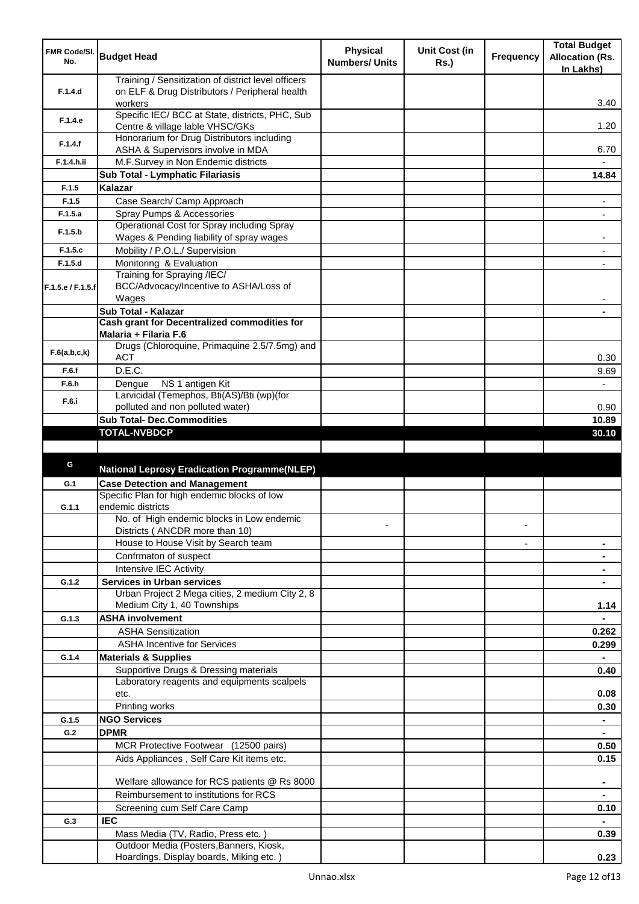| FMR Code/Sl. No. | Budget Head | Physical Numbers/ Units | Unit Cost (in Rs.) | Frequency | Total Budget Allocation (Rs. In Lakhs) |
|---|---|---|---|---|---|
| F.1.4.d | Training / Sensitization of district level officers on ELF & Drug Distributors / Peripheral health workers | | | | 3.40 |
| F.1.4.e | Specific IEC/ BCC at State, districts, PHC, Sub Centre & village lable VHSC/GKs | | | | 1.20 |
| F.1.4.f | Honorarium for Drug Distributors including ASHA & Supervisors involve in MDA | | | | 6.70 |
| F.1.4.h.ii | M.F.Survey in Non Endemic districts | | | | - |
| | **Sub Total - Lymphatic Filariasis** | | | | **14.84** |
| F.1.5 | **Kalazar** | | | | |
| F.1.5 | Case Search/ Camp Approach | | | | - |
| F.1.5.a | Spray Pumps & Accessories | | | | - |
| F.1.5.b | Operational Cost for Spray including Spray Wages & Pending liability of spray wages | | | | - |
| F.1.5.c | Mobility / P.O.L./ Supervision | | | | - |
| F.1.5.d | Monitoring & Evaluation | | | | - |
| F.1.5.e / F.1.5.f | Training for Spraying /IEC/ BCC/Advocacy/Incentive to ASHA/Loss of Wages | | | | - |
| | **Sub Total - Kalazar** | | | | **-** |
| | **Cash grant for Decentralized commodities for Malaria + Filaria F.6** | | | | |
| F.6(a,b,c,k) | Drugs (Chloroquine, Primaquine 2.5/7.5mg) and ACT | | | | 0.30 |
| F.6.f | D.E.C. | | | | 9.69 |
| F.6.h | Dengue NS 1 antigen Kit | | | | - |
| F.6.i | Larvicidal (Temephos, Bti(AS)/Bti (wp)(for polluted and non polluted water) | | | | 0.90 |
| | **Sub Total- Dec.Commodities** | | | | **10.89** |
| | **TOTAL-NVBDCP** | | | | **30.10** |
| | | | | | |
| G | **National Leprosy Eradication Programme(NLEP)** | | | | |
| G.1 | **Case Detection and Management** | | | | |
| G.1.1 | Specific Plan for high endemic blocks of low endemic districts | | | | |
| | No. of High endemic blocks in Low endemic Districts ( ANCDR more than 10) | - | | - | |
| | House to House Visit by Search team | | | - | **-** |
| | Confrmaton of suspect | | | | **-** |
| | Intensive IEC Activity | | | | **-** |
| G.1.2 | **Services in Urban services** | | | | **-** |
| | Urban Project 2 Mega cities, 2 medium City 2, 8 Medium City 1, 40 Townships | | | | **1.14** |
| G.1.3 | **ASHA involvement** | | | | **-** |
| | ASHA Sensitization | | | | **0.262** |
| | ASHA Incentive for Services | | | | **0.299** |
| G.1.4 | **Materials & Supplies** | | | | **-** |
| | Supportive Drugs & Dressing materials | | | | **0.40** |
| | Laboratory reagents and equipments scalpels etc. | | | | **0.08** |
| | Printing works | | | | **0.30** |
| G.1.5 | **NGO Services** | | | | **-** |
| G.2 | **DPMR** | | | | **-** |
| | MCR Protective Footwear (12500 pairs) | | | | **0.50** |
| | Aids Appliances , Self Care Kit items etc. | | | | **0.15** |
| | Welfare allowance for RCS patients @ Rs 8000 | | | | **-** |
| | Reimbursement to institutions for RCS | | | | **-** |
| | Screening cum Self Care Camp | | | | **0.10** |
| G.3 | **IEC** | | | | **-** |
| | Mass Media (TV, Radio, Press etc. ) | | | | **0.39** |
| | Outdoor Media (Posters,Banners, Kiosk, Hoardings, Display boards, Miking etc. ) | | | | **0.23** |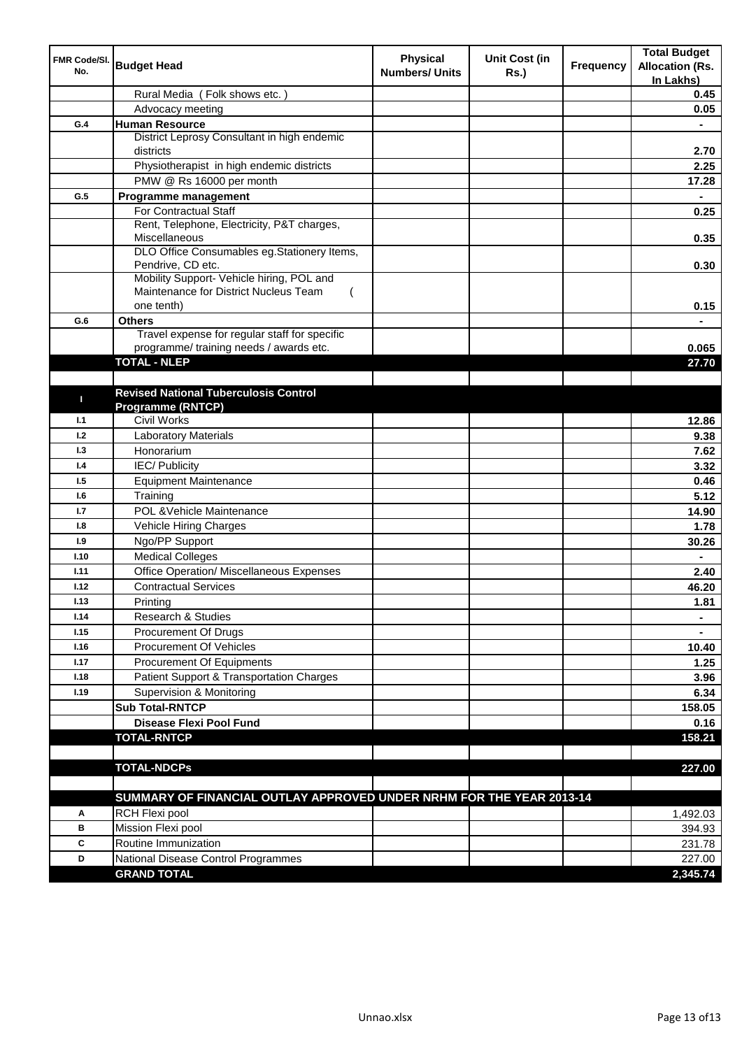| FMR Code/Sl. No. | Budget Head | Physical Numbers/ Units | Unit Cost (in Rs.) | Frequency | Total Budget Allocation (Rs. In Lakhs) |
|---|---|---|---|---|---|
| | Rural Media ( Folk shows etc. ) | | | | 0.45 |
| | Advocacy meeting | | | | 0.05 |
| G.4 | **Human Resource** | | | | - |
| | District Leprosy Consultant in high endemic districts | | | | 2.70 |
| | Physiotherapist in high endemic districts | | | | 2.25 |
| | PMW @ Rs 16000 per month | | | | 17.28 |
| G.5 | **Programme management** | | | | - |
| | For Contractual Staff | | | | 0.25 |
| | Rent, Telephone, Electricity, P&T charges, Miscellaneous | | | | 0.35 |
| | DLO Office Consumables eg.Stationery Items, Pendrive, CD etc. | | | | 0.30 |
| | Mobility Support- Vehicle hiring, POL and Maintenance for District Nucleus Team ( one tenth) | | | | 0.15 |
| G.6 | **Others** | | | | - |
| | Travel expense for regular staff for specific programme/ training needs / awards etc. | | | | 0.065 |
| | **TOTAL - NLEP** | | | | **27.70** |
| | | | | | |
| I | **Revised National Tuberculosis Control Programme (RNTCP)** | | | | |
| I.1 | Civil Works | | | | 12.86 |
| I.2 | Laboratory Materials | | | | 9.38 |
| I.3 | Honorarium | | | | 7.62 |
| I.4 | IEC/ Publicity | | | | 3.32 |
| I.5 | Equipment Maintenance | | | | 0.46 |
| I.6 | Training | | | | 5.12 |
| I.7 | POL &Vehicle Maintenance | | | | 14.90 |
| I.8 | Vehicle Hiring Charges | | | | 1.78 |
| I.9 | Ngo/PP Support | | | | 30.26 |
| I.10 | Medical Colleges | | | | - |
| I.11 | Office Operation/ Miscellaneous Expenses | | | | 2.40 |
| I.12 | Contractual Services | | | | 46.20 |
| I.13 | Printing | | | | 1.81 |
| I.14 | Research & Studies | | | | - |
| I.15 | Procurement Of Drugs | | | | - |
| I.16 | Procurement Of Vehicles | | | | 10.40 |
| I.17 | Procurement Of Equipments | | | | 1.25 |
| I.18 | Patient Support & Transportation Charges | | | | 3.96 |
| I.19 | Supervision & Monitoring | | | | 6.34 |
| | **Sub Total-RNTCP** | | | | **158.05** |
| | **Disease Flexi Pool Fund** | | | | **0.16** |
| | **TOTAL-RNTCP** | | | | **158.21** |
| | | | | | |
| | **TOTAL-NDCPs** | | | | **227.00** |
| | | | | | |
| | **SUMMARY OF FINANCIAL OUTLAY APPROVED UNDER NRHM FOR THE YEAR 2013-14** | | | | |
| A | RCH Flexi pool | | | | 1,492.03 |
| B | Mission Flexi pool | | | | 394.93 |
| C | Routine Immunization | | | | 231.78 |
| D | National Disease Control Programmes | | | | 227.00 |
| | **GRAND TOTAL** | | | | **2,345.74** |

Unnao.xlsx